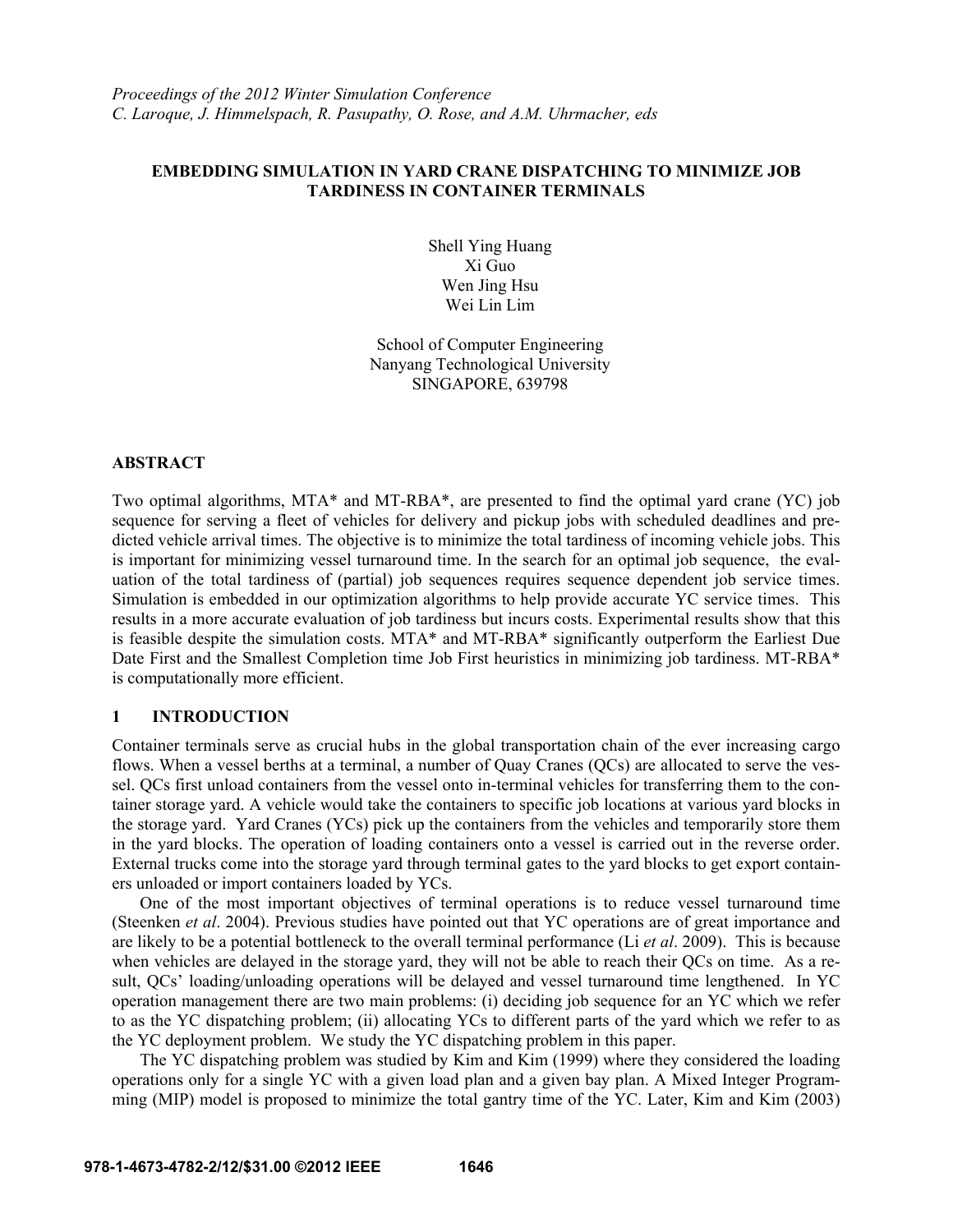*Proceedings of the 2012 Winter Simulation Conference*
*C. Laroque, J. Himmelspach, R. Pasupathy, O. Rose, and A.M. Uhrmacher, eds*

# EMBEDDING SIMULATION IN YARD CRANE DISPATCHING TO MINIMIZE JOB TARDINESS IN CONTAINER TERMINALS

Shell Ying Huang
Xi Guo
Wen Jing Hsu
Wei Lin Lim

School of Computer Engineering
Nanyang Technological University
SINGAPORE, 639798

## ABSTRACT

Two optimal algorithms, MTA* and MT-RBA*, are presented to find the optimal yard crane (YC) job sequence for serving a fleet of vehicles for delivery and pickup jobs with scheduled deadlines and predicted vehicle arrival times. The objective is to minimize the total tardiness of incoming vehicle jobs. This is important for minimizing vessel turnaround time. In the search for an optimal job sequence, the evaluation of the total tardiness of (partial) job sequences requires sequence dependent job service times. Simulation is embedded in our optimization algorithms to help provide accurate YC service times. This results in a more accurate evaluation of job tardiness but incurs costs. Experimental results show that this is feasible despite the simulation costs. MTA* and MT-RBA* significantly outperform the Earliest Due Date First and the Smallest Completion time Job First heuristics in minimizing job tardiness. MT-RBA* is computationally more efficient.

## 1 INTRODUCTION

Container terminals serve as crucial hubs in the global transportation chain of the ever increasing cargo flows. When a vessel berths at a terminal, a number of Quay Cranes (QCs) are allocated to serve the vessel. QCs first unload containers from the vessel onto in-terminal vehicles for transferring them to the container storage yard. A vehicle would take the containers to specific job locations at various yard blocks in the storage yard. Yard Cranes (YCs) pick up the containers from the vehicles and temporarily store them in the yard blocks. The operation of loading containers onto a vessel is carried out in the reverse order. External trucks come into the storage yard through terminal gates to the yard blocks to get export containers unloaded or import containers loaded by YCs.

One of the most important objectives of terminal operations is to reduce vessel turnaround time (Steenken *et al*. 2004). Previous studies have pointed out that YC operations are of great importance and are likely to be a potential bottleneck to the overall terminal performance (Li *et al*. 2009). This is because when vehicles are delayed in the storage yard, they will not be able to reach their QCs on time. As a result, QCs' loading/unloading operations will be delayed and vessel turnaround time lengthened. In YC operation management there are two main problems: (i) deciding job sequence for an YC which we refer to as the YC dispatching problem; (ii) allocating YCs to different parts of the yard which we refer to as the YC deployment problem. We study the YC dispatching problem in this paper.

The YC dispatching problem was studied by Kim and Kim (1999) where they considered the loading operations only for a single YC with a given load plan and a given bay plan. A Mixed Integer Programming (MIP) model is proposed to minimize the total gantry time of the YC. Later, Kim and Kim (2003)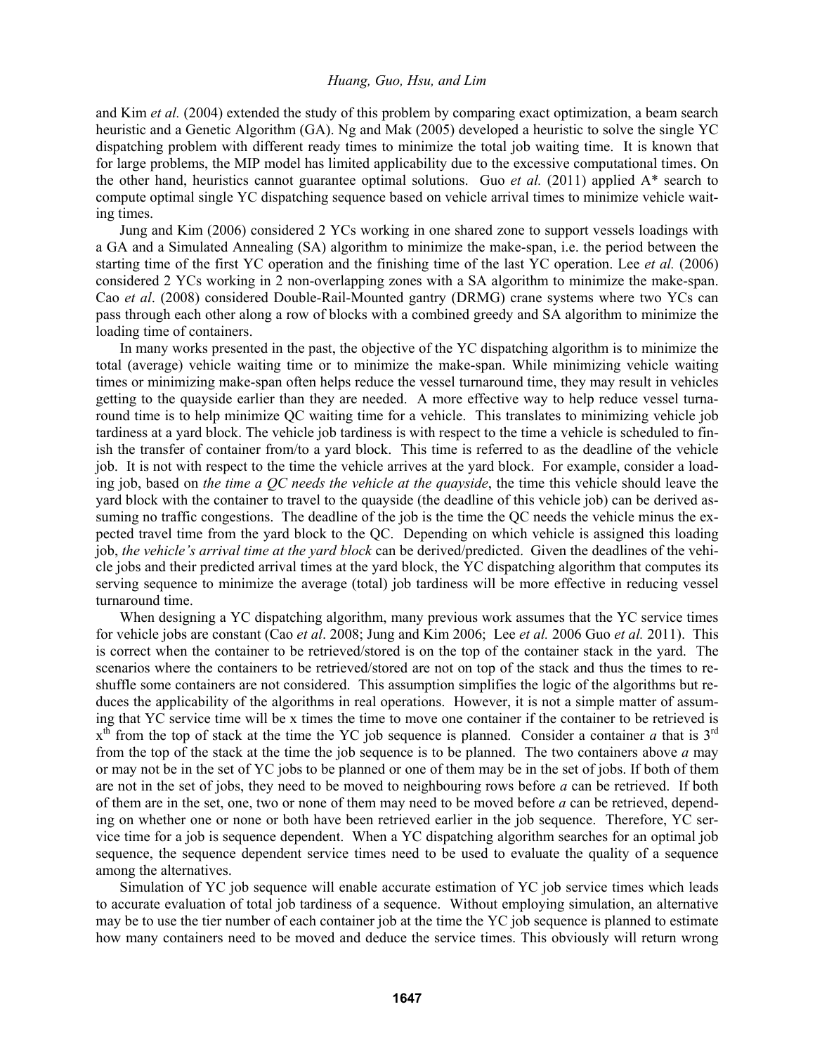and Kim *et al.* (2004) extended the study of this problem by comparing exact optimization, a beam search heuristic and a Genetic Algorithm (GA). Ng and Mak (2005) developed a heuristic to solve the single YC dispatching problem with different ready times to minimize the total job waiting time. It is known that for large problems, the MIP model has limited applicability due to the excessive computational times. On the other hand, heuristics cannot guarantee optimal solutions. Guo *et al.* (2011) applied A* search to compute optimal single YC dispatching sequence based on vehicle arrival times to minimize vehicle waiting times.

Jung and Kim (2006) considered 2 YCs working in one shared zone to support vessels loadings with a GA and a Simulated Annealing (SA) algorithm to minimize the make-span, i.e. the period between the starting time of the first YC operation and the finishing time of the last YC operation. Lee *et al.* (2006) considered 2 YCs working in 2 non-overlapping zones with a SA algorithm to minimize the make-span. Cao *et al*. (2008) considered Double-Rail-Mounted gantry (DRMG) crane systems where two YCs can pass through each other along a row of blocks with a combined greedy and SA algorithm to minimize the loading time of containers.

In many works presented in the past, the objective of the YC dispatching algorithm is to minimize the total (average) vehicle waiting time or to minimize the make-span. While minimizing vehicle waiting times or minimizing make-span often helps reduce the vessel turnaround time, they may result in vehicles getting to the quayside earlier than they are needed. A more effective way to help reduce vessel turnaround time is to help minimize QC waiting time for a vehicle. This translates to minimizing vehicle job tardiness at a yard block. The vehicle job tardiness is with respect to the time a vehicle is scheduled to finish the transfer of container from/to a yard block. This time is referred to as the deadline of the vehicle job. It is not with respect to the time the vehicle arrives at the yard block. For example, consider a loading job, based on *the time a QC needs the vehicle at the quayside*, the time this vehicle should leave the yard block with the container to travel to the quayside (the deadline of this vehicle job) can be derived assuming no traffic congestions. The deadline of the job is the time the QC needs the vehicle minus the expected travel time from the yard block to the QC. Depending on which vehicle is assigned this loading job, *the vehicle's arrival time at the yard block* can be derived/predicted. Given the deadlines of the vehicle jobs and their predicted arrival times at the yard block, the YC dispatching algorithm that computes its serving sequence to minimize the average (total) job tardiness will be more effective in reducing vessel turnaround time.

When designing a YC dispatching algorithm, many previous work assumes that the YC service times for vehicle jobs are constant (Cao *et al*. 2008; Jung and Kim 2006; Lee *et al.* 2006 Guo *et al.* 2011). This is correct when the container to be retrieved/stored is on the top of the container stack in the yard. The scenarios where the containers to be retrieved/stored are not on top of the stack and thus the times to reshuffle some containers are not considered. This assumption simplifies the logic of the algorithms but reduces the applicability of the algorithms in real operations. However, it is not a simple matter of assuming that YC service time will be x times the time to move one container if the container to be retrieved is $x^{th}$ from the top of stack at the time the YC job sequence is planned. Consider a container *a* that is $3^{rd}$ from the top of the stack at the time the job sequence is to be planned. The two containers above *a* may or may not be in the set of YC jobs to be planned or one of them may be in the set of jobs. If both of them are not in the set of jobs, they need to be moved to neighbouring rows before *a* can be retrieved. If both of them are in the set, one, two or none of them may need to be moved before *a* can be retrieved, depending on whether one or none or both have been retrieved earlier in the job sequence. Therefore, YC service time for a job is sequence dependent. When a YC dispatching algorithm searches for an optimal job sequence, the sequence dependent service times need to be used to evaluate the quality of a sequence among the alternatives.

Simulation of YC job sequence will enable accurate estimation of YC job service times which leads to accurate evaluation of total job tardiness of a sequence. Without employing simulation, an alternative may be to use the tier number of each container job at the time the YC job sequence is planned to estimate how many containers need to be moved and deduce the service times. This obviously will return wrong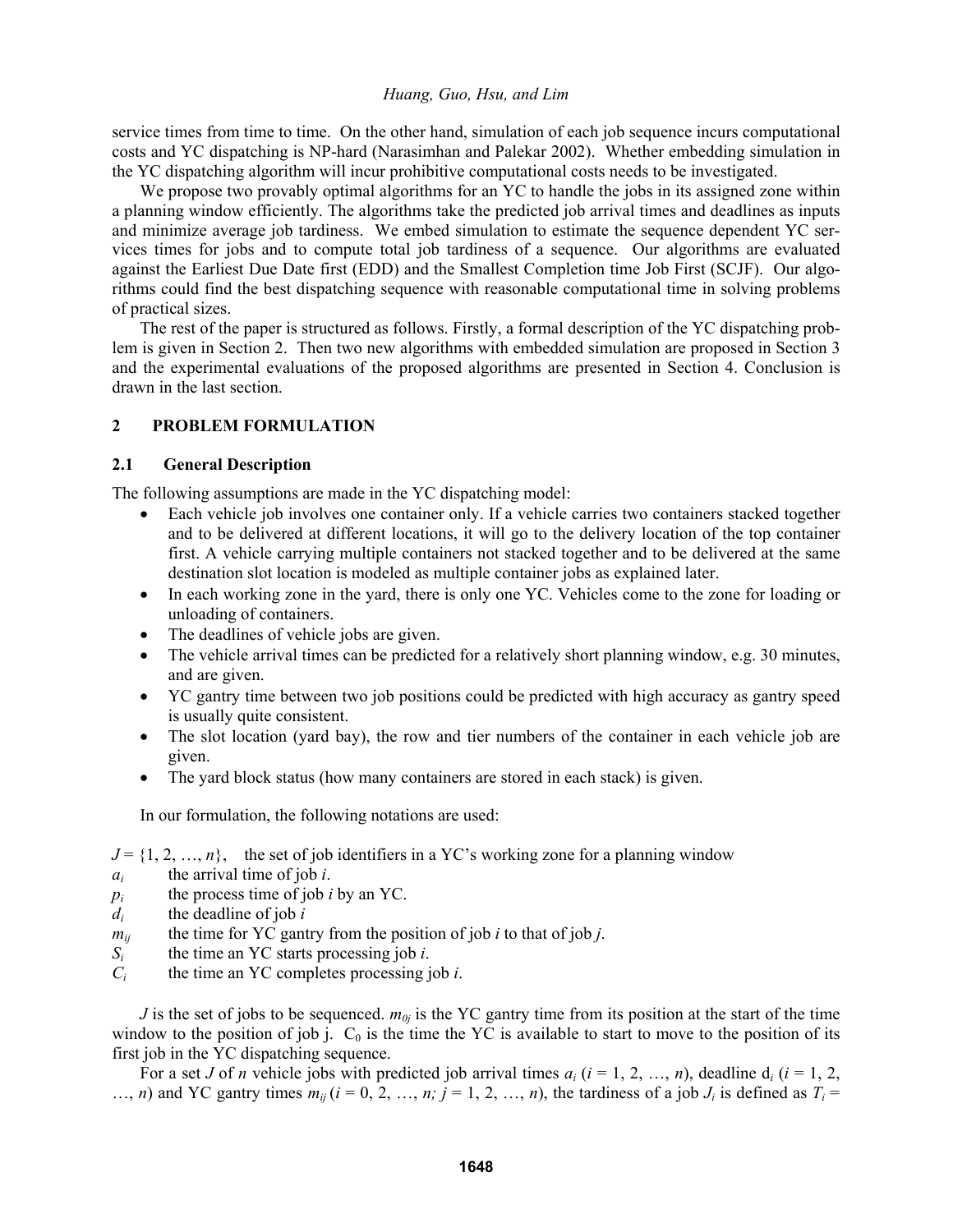service times from time to time. On the other hand, simulation of each job sequence incurs computational costs and YC dispatching is NP-hard (Narasimhan and Palekar 2002). Whether embedding simulation in the YC dispatching algorithm will incur prohibitive computational costs needs to be investigated.

We propose two provably optimal algorithms for an YC to handle the jobs in its assigned zone within a planning window efficiently. The algorithms take the predicted job arrival times and deadlines as inputs and minimize average job tardiness. We embed simulation to estimate the sequence dependent YC services times for jobs and to compute total job tardiness of a sequence. Our algorithms are evaluated against the Earliest Due Date first (EDD) and the Smallest Completion time Job First (SCJF). Our algorithms could find the best dispatching sequence with reasonable computational time in solving problems of practical sizes.

The rest of the paper is structured as follows. Firstly, a formal description of the YC dispatching problem is given in Section 2. Then two new algorithms with embedded simulation are proposed in Section 3 and the experimental evaluations of the proposed algorithms are presented in Section 4. Conclusion is drawn in the last section.

## 2 PROBLEM FORMULATION

### 2.1 General Description

The following assumptions are made in the YC dispatching model:

- Each vehicle job involves one container only. If a vehicle carries two containers stacked together and to be delivered at different locations, it will go to the delivery location of the top container first. A vehicle carrying multiple containers not stacked together and to be delivered at the same destination slot location is modeled as multiple container jobs as explained later.
- In each working zone in the yard, there is only one YC. Vehicles come to the zone for loading or unloading of containers.
- The deadlines of vehicle jobs are given.
- The vehicle arrival times can be predicted for a relatively short planning window, e.g. 30 minutes, and are given.
- YC gantry time between two job positions could be predicted with high accuracy as gantry speed is usually quite consistent.
- The slot location (yard bay), the row and tier numbers of the container in each vehicle job are given.
- The yard block status (how many containers are stored in each stack) is given.

In our formulation, the following notations are used:

$J = \{1, 2, \ldots, n\}$, the set of job identifiers in a YC's working zone for a planning window

$a_i$ the arrival time of job $i$.

$p_i$ the process time of job $i$ by an YC.

$d_i$ the deadline of job $i$

$m_{ij}$ the time for YC gantry from the position of job $i$ to that of job $j$.

$S_i$ the time an YC starts processing job $i$.

$C_i$ the time an YC completes processing job $i$.

$J$ is the set of jobs to be sequenced. $m_{0j}$ is the YC gantry time from its position at the start of the time window to the position of job j. $C_0$ is the time the YC is available to start to move to the position of its first job in the YC dispatching sequence.

For a set $J$ of $n$ vehicle jobs with predicted job arrival times $a_i$ ($i = 1, 2, \ldots, n$), deadline $d_i$ ($i = 1, 2, \ldots, n$) and YC gantry times $m_{ij}$ ($i = 0, 2, \ldots, n; j = 1, 2, \ldots, n$), the tardiness of a job $J_i$ is defined as $T_i =$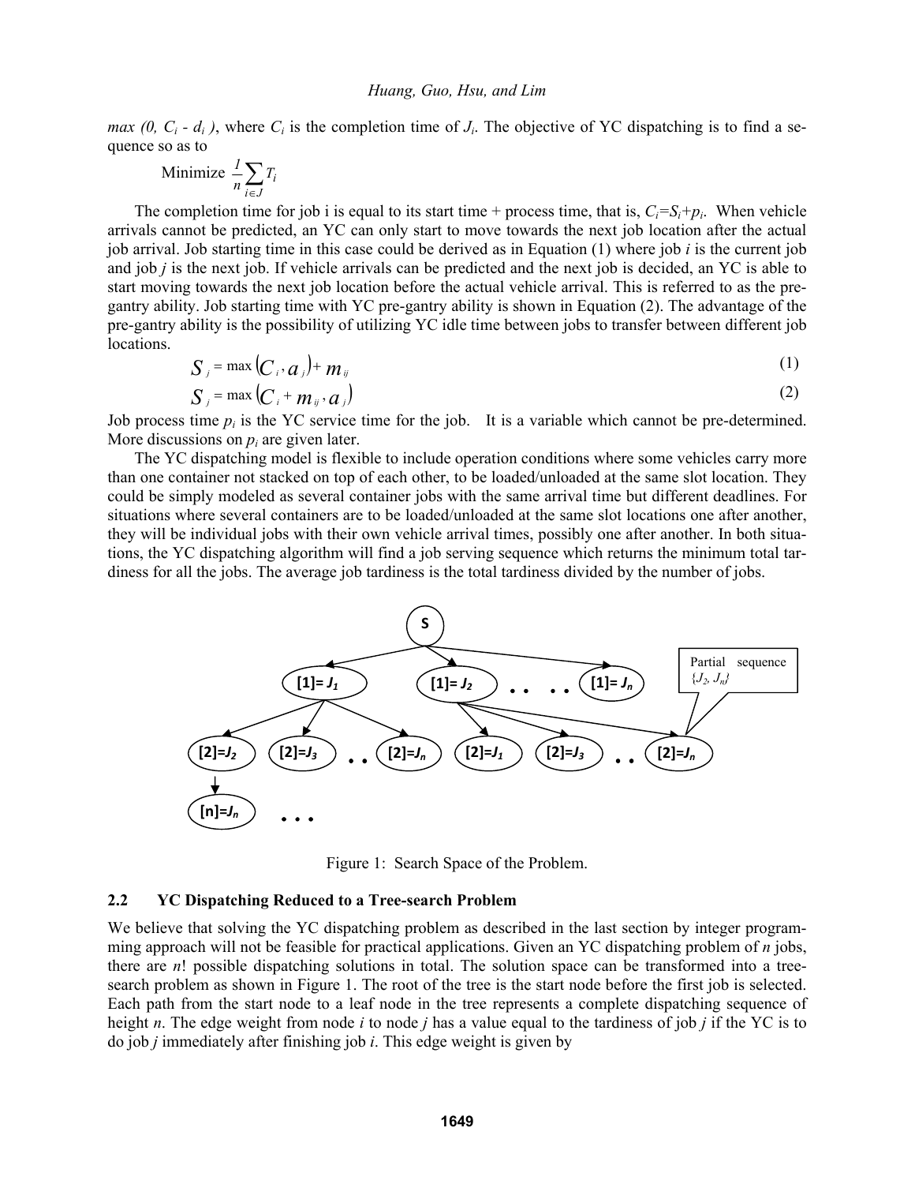*max (0, $C_i$ - $d_i$ )*, where $C_i$ is the completion time of $J_i$. The objective of YC dispatching is to find a sequence so as to

$$\text{Minimize } \frac{1}{n}\sum_{i \in J} T_i$$

The completion time for job i is equal to its start time + process time, that is, $C_i=S_i+p_i$. When vehicle arrivals cannot be predicted, an YC can only start to move towards the next job location after the actual job arrival. Job starting time in this case could be derived as in Equation (1) where job *i* is the current job and job *j* is the next job. If vehicle arrivals can be predicted and the next job is decided, an YC is able to start moving towards the next job location before the actual vehicle arrival. This is referred to as the pre-gantry ability. Job starting time with YC pre-gantry ability is shown in Equation (2). The advantage of the pre-gantry ability is the possibility of utilizing YC idle time between jobs to transfer between different job locations.

$$S_j = \max(C_i, a_j) + m_{ij} \tag{1}$$

$$S_j = \max(C_i + m_{ij}, a_j) \tag{2}$$

Job process time $p_i$ is the YC service time for the job. It is a variable which cannot be pre-determined. More discussions on $p_i$ are given later.

The YC dispatching model is flexible to include operation conditions where some vehicles carry more than one container not stacked on top of each other, to be loaded/unloaded at the same slot location. They could be simply modeled as several container jobs with the same arrival time but different deadlines. For situations where several containers are to be loaded/unloaded at the same slot locations one after another, they will be individual jobs with their own vehicle arrival times, possibly one after another. In both situations, the YC dispatching algorithm will find a job serving sequence which returns the minimum total tardiness for all the jobs. The average job tardiness is the total tardiness divided by the number of jobs.

Figure 1: Search Space of the Problem.

## 2.2 YC Dispatching Reduced to a Tree-search Problem

We believe that solving the YC dispatching problem as described in the last section by integer programming approach will not be feasible for practical applications. Given an YC dispatching problem of *n* jobs, there are *n*! possible dispatching solutions in total. The solution space can be transformed into a tree-search problem as shown in Figure 1. The root of the tree is the start node before the first job is selected. Each path from the start node to a leaf node in the tree represents a complete dispatching sequence of height *n*. The edge weight from node *i* to node *j* has a value equal to the tardiness of job *j* if the YC is to do job *j* immediately after finishing job *i*. This edge weight is given by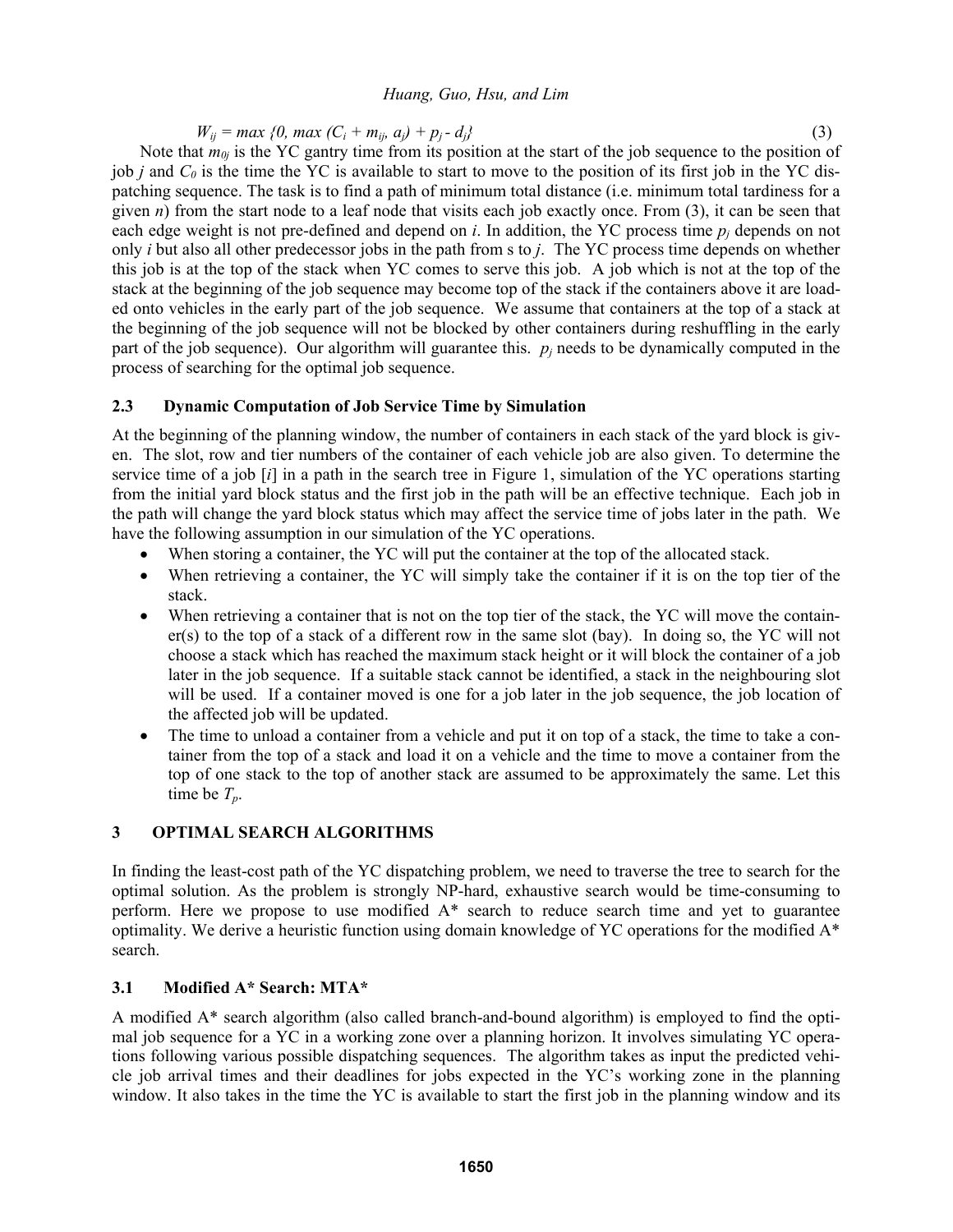$$W_{ij} = max \{0, max (C_i + m_{ij}, a_j) + p_j - d_j\} \quad (3)$$

Note that $m_{0j}$ is the YC gantry time from its position at the start of the job sequence to the position of job $j$ and $C_0$ is the time the YC is available to start to move to the position of its first job in the YC dispatching sequence. The task is to find a path of minimum total distance (i.e. minimum total tardiness for a given $n$) from the start node to a leaf node that visits each job exactly once. From (3), it can be seen that each edge weight is not pre-defined and depend on $i$. In addition, the YC process time $p_j$ depends on not only $i$ but also all other predecessor jobs in the path from s to $j$. The YC process time depends on whether this job is at the top of the stack when YC comes to serve this job. A job which is not at the top of the stack at the beginning of the job sequence may become top of the stack if the containers above it are loaded onto vehicles in the early part of the job sequence. We assume that containers at the top of a stack at the beginning of the job sequence will not be blocked by other containers during reshuffling in the early part of the job sequence). Our algorithm will guarantee this. $p_j$ needs to be dynamically computed in the process of searching for the optimal job sequence.

### 2.3 Dynamic Computation of Job Service Time by Simulation

At the beginning of the planning window, the number of containers in each stack of the yard block is given. The slot, row and tier numbers of the container of each vehicle job are also given. To determine the service time of a job [$i$] in a path in the search tree in Figure 1, simulation of the YC operations starting from the initial yard block status and the first job in the path will be an effective technique. Each job in the path will change the yard block status which may affect the service time of jobs later in the path. We have the following assumption in our simulation of the YC operations.

- When storing a container, the YC will put the container at the top of the allocated stack.
- When retrieving a container, the YC will simply take the container if it is on the top tier of the stack.
- When retrieving a container that is not on the top tier of the stack, the YC will move the container(s) to the top of a stack of a different row in the same slot (bay). In doing so, the YC will not choose a stack which has reached the maximum stack height or it will block the container of a job later in the job sequence. If a suitable stack cannot be identified, a stack in the neighbouring slot will be used. If a container moved is one for a job later in the job sequence, the job location of the affected job will be updated.
- The time to unload a container from a vehicle and put it on top of a stack, the time to take a container from the top of a stack and load it on a vehicle and the time to move a container from the top of one stack to the top of another stack are assumed to be approximately the same. Let this time be $T_p$.

## 3 OPTIMAL SEARCH ALGORITHMS

In finding the least-cost path of the YC dispatching problem, we need to traverse the tree to search for the optimal solution. As the problem is strongly NP-hard, exhaustive search would be time-consuming to perform. Here we propose to use modified A* search to reduce search time and yet to guarantee optimality. We derive a heuristic function using domain knowledge of YC operations for the modified A* search.

### 3.1 Modified A* Search: MTA*

A modified A* search algorithm (also called branch-and-bound algorithm) is employed to find the optimal job sequence for a YC in a working zone over a planning horizon. It involves simulating YC operations following various possible dispatching sequences. The algorithm takes as input the predicted vehicle job arrival times and their deadlines for jobs expected in the YC's working zone in the planning window. It also takes in the time the YC is available to start the first job in the planning window and its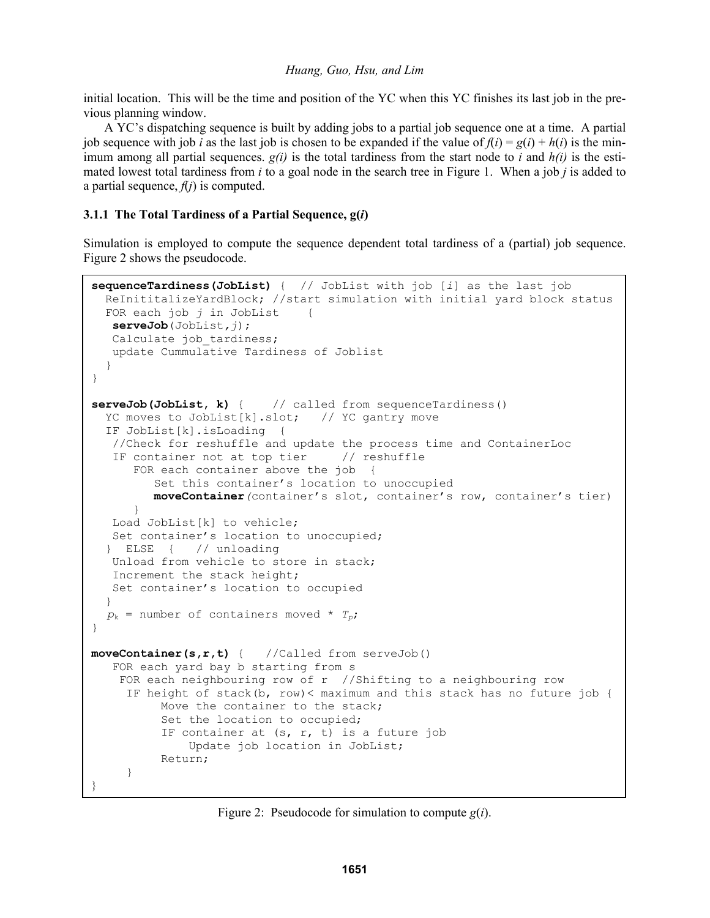initial location. This will be the time and position of the YC when this YC finishes its last job in the previous planning window.

A YC's dispatching sequence is built by adding jobs to a partial job sequence one at a time. A partial job sequence with job $i$ as the last job is chosen to be expanded if the value of $f(i) = g(i) + h(i)$ is the minimum among all partial sequences. $g(i)$ is the total tardiness from the start node to $i$ and $h(i)$ is the estimated lowest total tardiness from $i$ to a goal node in the search tree in Figure 1. When a job $j$ is added to a partial sequence, $f(j)$ is computed.

### 3.1.1 The Total Tardiness of a Partial Sequence, g(*i*)

Simulation is employed to compute the sequence dependent total tardiness of a (partial) job sequence. Figure 2 shows the pseudocode.

```
sequenceTardiness(JobList) {  // JobList with job [i] as the last job
  ReInititalizeYardBlock; //start simulation with initial yard block status
  FOR each job j in JobList    {
   serveJob(JobList,j);
   Calculate job_tardiness;
   update Cummulative Tardiness of Joblist
  }
}

serveJob(JobList, k) {    // called from sequenceTardiness()
  YC moves to JobList[k].slot;   // YC gantry move
  IF JobList[k].isLoading  {
   //Check for reshuffle and update the process time and ContainerLoc
   IF container not at top tier     // reshuffle
      FOR each container above the job  {
         Set this container's location to unoccupied
         moveContainer(container's slot, container's row, container's tier)
      }
   Load JobList[k] to vehicle;
   Set container's location to unoccupied;
  }  ELSE  {   // unloading
   Unload from vehicle to store in stack;
   Increment the stack height;
   Set container's location to occupied
  }
  p_k = number of containers moved * T_p;
}

moveContainer(s,r,t) {   //Called from serveJob()
   FOR each yard bay b starting from s
    FOR each neighbouring row of r  //Shifting to a neighbouring row
     IF height of stack(b, row)< maximum and this stack has no future job {
          Move the container to the stack;
          Set the location to occupied;
          IF container at (s, r, t) is a future job
              Update job location in JobList;
          Return;
     }
}
```

Figure 2: Pseudocode for simulation to compute $g(i)$.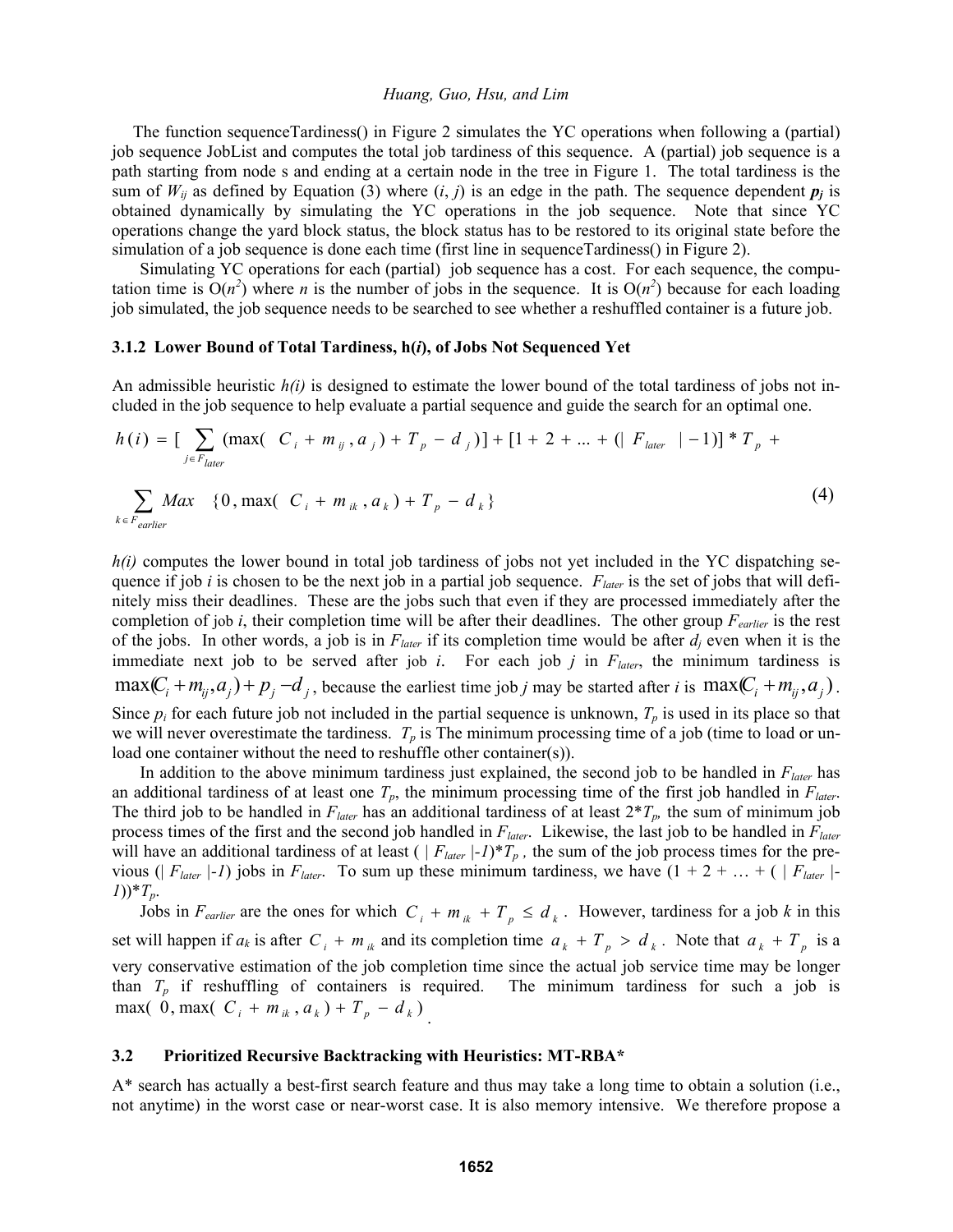The function sequenceTardiness() in Figure 2 simulates the YC operations when following a (partial) job sequence JobList and computes the total job tardiness of this sequence. A (partial) job sequence is a path starting from node s and ending at a certain node in the tree in Figure 1. The total tardiness is the sum of $W_{ij}$ as defined by Equation (3) where $(i, j)$ is an edge in the path. The sequence dependent $\boldsymbol{p_j}$ is obtained dynamically by simulating the YC operations in the job sequence. Note that since YC operations change the yard block status, the block status has to be restored to its original state before the simulation of a job sequence is done each time (first line in sequenceTardiness() in Figure 2).

Simulating YC operations for each (partial) job sequence has a cost. For each sequence, the computation time is $O(n^2)$ where $n$ is the number of jobs in the sequence. It is $O(n^2)$ because for each loading job simulated, the job sequence needs to be searched to see whether a reshuffled container is a future job.

### 3.1.2 Lower Bound of Total Tardiness, h(*i*), of Jobs Not Sequenced Yet

An admissible heuristic $h(i)$ is designed to estimate the lower bound of the total tardiness of jobs not included in the job sequence to help evaluate a partial sequence and guide the search for an optimal one.

$$h(i) = [\sum_{j \in F_{later}} (\max(C_i + m_{ij}, a_j) + T_p - d_j)] + [1 + 2 + ... + (|F_{later}| - 1)] * T_p + \sum_{k \in F_{earlier}} Max \{0, \max(C_i + m_{ik}, a_k) + T_p - d_k\} \tag{4}$$

$h(i)$ computes the lower bound in total job tardiness of jobs not yet included in the YC dispatching sequence if job $i$ is chosen to be the next job in a partial job sequence. $F_{later}$ is the set of jobs that will definitely miss their deadlines. These are the jobs such that even if they are processed immediately after the completion of job $i$, their completion time will be after their deadlines. The other group $F_{earlier}$ is the rest of the jobs. In other words, a job is in $F_{later}$ if its completion time would be after $d_j$ even when it is the immediate next job to be served after job $i$. For each job $j$ in $F_{later}$, the minimum tardiness is $\max(C_i + m_{ij}, a_j) + p_j - d_j$, because the earliest time job $j$ may be started after $i$ is $\max(C_i + m_{ij}, a_j)$. Since $p_i$ for each future job not included in the partial sequence is unknown, $T_p$ is used in its place so that we will never overestimate the tardiness. $T_p$ is The minimum processing time of a job (time to load or unload one container without the need to reshuffle other container(s)).

In addition to the above minimum tardiness just explained, the second job to be handled in $F_{later}$ has an additional tardiness of at least one $T_p$, the minimum processing time of the first job handled in $F_{later}$. The third job to be handled in $F_{later}$ has an additional tardiness of at least $2*T_p$, the sum of minimum job process times of the first and the second job handled in $F_{later}$. Likewise, the last job to be handled in $F_{later}$ will have an additional tardiness of at least $(|F_{later}| - 1)*T_p$, the sum of the job process times for the previous $(|F_{later}| - 1)$ jobs in $F_{later}$. To sum up these minimum tardiness, we have $(1 + 2 + \ldots + (|F_{later}| - 1))*T_p$.

Jobs in $F_{earlier}$ are the ones for which $C_i + m_{ik} + T_p \leq d_k$. However, tardiness for a job $k$ in this set will happen if $a_k$ is after $C_i + m_{ik}$ and its completion time $a_k + T_p > d_k$. Note that $a_k + T_p$ is a very conservative estimation of the job completion time since the actual job service time may be longer than $T_p$ if reshuffling of containers is required. The minimum tardiness for such a job is $\max(0, \max(C_i + m_{ik}, a_k) + T_p - d_k)$.

## 3.2 Prioritized Recursive Backtracking with Heuristics: MT-RBA*

A* search has actually a best-first search feature and thus may take a long time to obtain a solution (i.e., not anytime) in the worst case or near-worst case. It is also memory intensive. We therefore propose a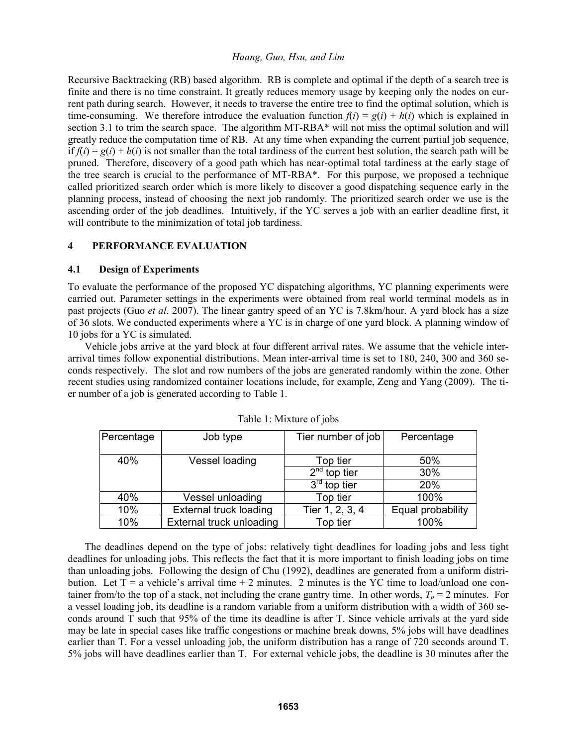Recursive Backtracking (RB) based algorithm. RB is complete and optimal if the depth of a search tree is finite and there is no time constraint. It greatly reduces memory usage by keeping only the nodes on current path during search. However, it needs to traverse the entire tree to find the optimal solution, which is time-consuming. We therefore introduce the evaluation function $f(i) = g(i) + h(i)$ which is explained in section 3.1 to trim the search space. The algorithm MT-RBA* will not miss the optimal solution and will greatly reduce the computation time of RB. At any time when expanding the current partial job sequence, if $f(i) = g(i) + h(i)$ is not smaller than the total tardiness of the current best solution, the search path will be pruned. Therefore, discovery of a good path which has near-optimal total tardiness at the early stage of the tree search is crucial to the performance of MT-RBA*. For this purpose, we proposed a technique called prioritized search order which is more likely to discover a good dispatching sequence early in the planning process, instead of choosing the next job randomly. The prioritized search order we use is the ascending order of the job deadlines. Intuitively, if the YC serves a job with an earlier deadline first, it will contribute to the minimization of total job tardiness.

## 4 PERFORMANCE EVALUATION

### 4.1 Design of Experiments

To evaluate the performance of the proposed YC dispatching algorithms, YC planning experiments were carried out. Parameter settings in the experiments were obtained from real world terminal models as in past projects (Guo *et al*. 2007). The linear gantry speed of an YC is 7.8km/hour. A yard block has a size of 36 slots. We conducted experiments where a YC is in charge of one yard block. A planning window of 10 jobs for a YC is simulated.

Vehicle jobs arrive at the yard block at four different arrival rates. We assume that the vehicle inter-arrival times follow exponential distributions. Mean inter-arrival time is set to 180, 240, 300 and 360 seconds respectively. The slot and row numbers of the jobs are generated randomly within the zone. Other recent studies using randomized container locations include, for example, Zeng and Yang (2009). The tier number of a job is generated according to Table 1.

Table 1: Mixture of jobs

| Percentage | Job type | Tier number of job | Percentage |
|---|---|---|---|
| 40% | Vessel loading | Top tier | 50% |
| | | 2nd top tier | 30% |
| | | 3rd top tier | 20% |
| 40% | Vessel unloading | Top tier | 100% |
| 10% | External truck loading | Tier 1, 2, 3, 4 | Equal probability |
| 10% | External truck unloading | Top tier | 100% |

The deadlines depend on the type of jobs: relatively tight deadlines for loading jobs and less tight deadlines for unloading jobs. This reflects the fact that it is more important to finish loading jobs on time than unloading jobs. Following the design of Chu (1992), deadlines are generated from a uniform distribution. Let T = a vehicle's arrival time + 2 minutes. 2 minutes is the YC time to load/unload one container from/to the top of a stack, not including the crane gantry time. In other words, $T_p$ = 2 minutes. For a vessel loading job, its deadline is a random variable from a uniform distribution with a width of 360 seconds around T such that 95% of the time its deadline is after T. Since vehicle arrivals at the yard side may be late in special cases like traffic congestions or machine break downs, 5% jobs will have deadlines earlier than T. For a vessel unloading job, the uniform distribution has a range of 720 seconds around T. 5% jobs will have deadlines earlier than T. For external vehicle jobs, the deadline is 30 minutes after the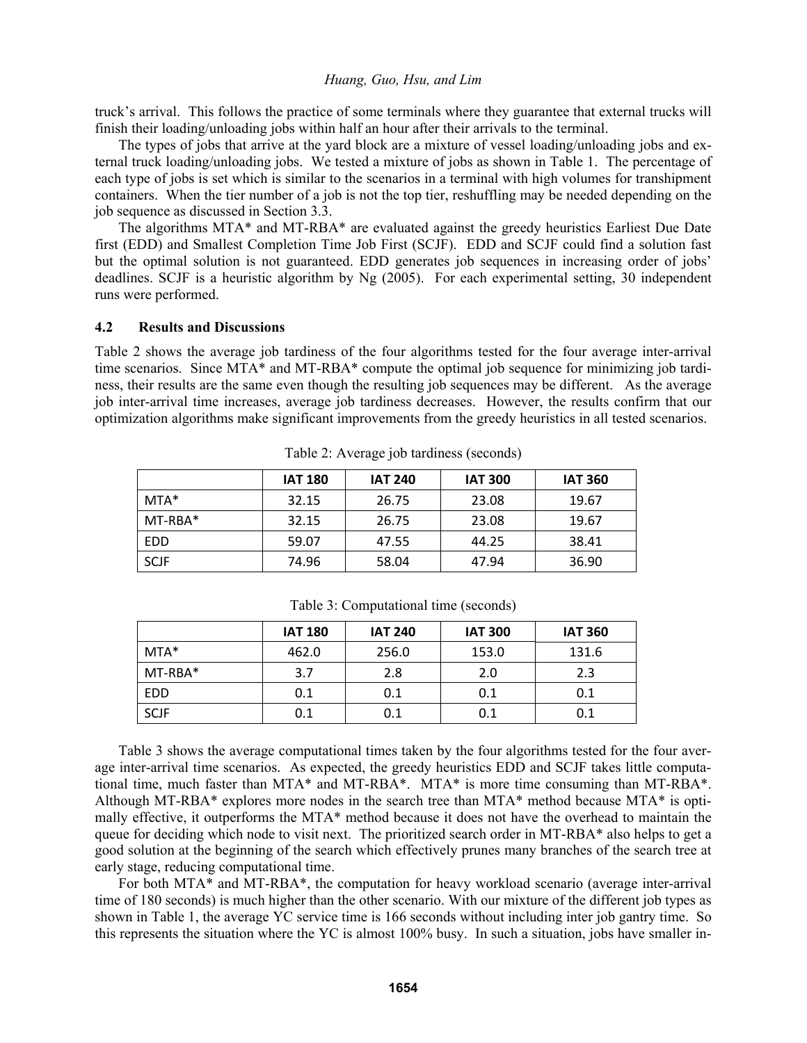truck's arrival. This follows the practice of some terminals where they guarantee that external trucks will finish their loading/unloading jobs within half an hour after their arrivals to the terminal.

The types of jobs that arrive at the yard block are a mixture of vessel loading/unloading jobs and external truck loading/unloading jobs. We tested a mixture of jobs as shown in Table 1. The percentage of each type of jobs is set which is similar to the scenarios in a terminal with high volumes for transhipment containers. When the tier number of a job is not the top tier, reshuffling may be needed depending on the job sequence as discussed in Section 3.3.

The algorithms MTA* and MT-RBA* are evaluated against the greedy heuristics Earliest Due Date first (EDD) and Smallest Completion Time Job First (SCJF). EDD and SCJF could find a solution fast but the optimal solution is not guaranteed. EDD generates job sequences in increasing order of jobs' deadlines. SCJF is a heuristic algorithm by Ng (2005). For each experimental setting, 30 independent runs were performed.

### 4.2 Results and Discussions

Table 2 shows the average job tardiness of the four algorithms tested for the four average inter-arrival time scenarios. Since MTA* and MT-RBA* compute the optimal job sequence for minimizing job tardiness, their results are the same even though the resulting job sequences may be different. As the average job inter-arrival time increases, average job tardiness decreases. However, the results confirm that our optimization algorithms make significant improvements from the greedy heuristics in all tested scenarios.

Table 2: Average job tardiness (seconds)

| | IAT 180 | IAT 240 | IAT 300 | IAT 360 |
|---|---|---|---|---|
| MTA* | 32.15 | 26.75 | 23.08 | 19.67 |
| MT-RBA* | 32.15 | 26.75 | 23.08 | 19.67 |
| EDD | 59.07 | 47.55 | 44.25 | 38.41 |
| SCJF | 74.96 | 58.04 | 47.94 | 36.90 |

Table 3: Computational time (seconds)

| | IAT 180 | IAT 240 | IAT 300 | IAT 360 |
|---|---|---|---|---|
| MTA* | 462.0 | 256.0 | 153.0 | 131.6 |
| MT-RBA* | 3.7 | 2.8 | 2.0 | 2.3 |
| EDD | 0.1 | 0.1 | 0.1 | 0.1 |
| SCJF | 0.1 | 0.1 | 0.1 | 0.1 |

Table 3 shows the average computational times taken by the four algorithms tested for the four average inter-arrival time scenarios. As expected, the greedy heuristics EDD and SCJF takes little computational time, much faster than MTA* and MT-RBA*. MTA* is more time consuming than MT-RBA*. Although MT-RBA* explores more nodes in the search tree than MTA* method because MTA* is optimally effective, it outperforms the MTA* method because it does not have the overhead to maintain the queue for deciding which node to visit next. The prioritized search order in MT-RBA* also helps to get a good solution at the beginning of the search which effectively prunes many branches of the search tree at early stage, reducing computational time.

For both MTA* and MT-RBA*, the computation for heavy workload scenario (average inter-arrival time of 180 seconds) is much higher than the other scenario. With our mixture of the different job types as shown in Table 1, the average YC service time is 166 seconds without including inter job gantry time. So this represents the situation where the YC is almost 100% busy. In such a situation, jobs have smaller in-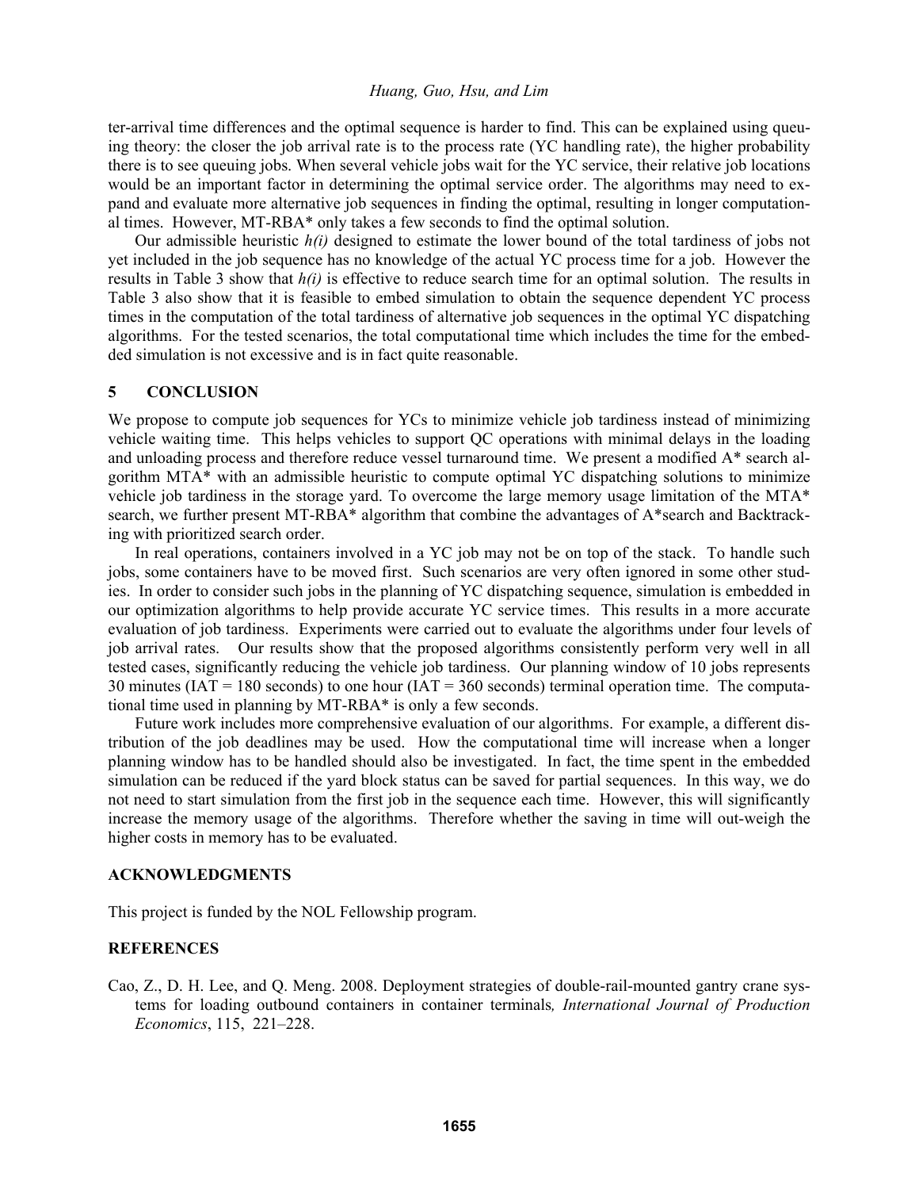ter-arrival time differences and the optimal sequence is harder to find. This can be explained using queuing theory: the closer the job arrival rate is to the process rate (YC handling rate), the higher probability there is to see queuing jobs. When several vehicle jobs wait for the YC service, their relative job locations would be an important factor in determining the optimal service order. The algorithms may need to expand and evaluate more alternative job sequences in finding the optimal, resulting in longer computational times. However, MT-RBA* only takes a few seconds to find the optimal solution.

Our admissible heuristic $h(i)$ designed to estimate the lower bound of the total tardiness of jobs not yet included in the job sequence has no knowledge of the actual YC process time for a job. However the results in Table 3 show that $h(i)$ is effective to reduce search time for an optimal solution. The results in Table 3 also show that it is feasible to embed simulation to obtain the sequence dependent YC process times in the computation of the total tardiness of alternative job sequences in the optimal YC dispatching algorithms. For the tested scenarios, the total computational time which includes the time for the embedded simulation is not excessive and is in fact quite reasonable.

## 5 CONCLUSION

We propose to compute job sequences for YCs to minimize vehicle job tardiness instead of minimizing vehicle waiting time. This helps vehicles to support QC operations with minimal delays in the loading and unloading process and therefore reduce vessel turnaround time. We present a modified A* search algorithm MTA* with an admissible heuristic to compute optimal YC dispatching solutions to minimize vehicle job tardiness in the storage yard. To overcome the large memory usage limitation of the MTA* search, we further present MT-RBA* algorithm that combine the advantages of A*search and Backtracking with prioritized search order.

In real operations, containers involved in a YC job may not be on top of the stack. To handle such jobs, some containers have to be moved first. Such scenarios are very often ignored in some other studies. In order to consider such jobs in the planning of YC dispatching sequence, simulation is embedded in our optimization algorithms to help provide accurate YC service times. This results in a more accurate evaluation of job tardiness. Experiments were carried out to evaluate the algorithms under four levels of job arrival rates. Our results show that the proposed algorithms consistently perform very well in all tested cases, significantly reducing the vehicle job tardiness. Our planning window of 10 jobs represents 30 minutes (IAT = 180 seconds) to one hour (IAT = 360 seconds) terminal operation time. The computational time used in planning by MT-RBA* is only a few seconds.

Future work includes more comprehensive evaluation of our algorithms. For example, a different distribution of the job deadlines may be used. How the computational time will increase when a longer planning window has to be handled should also be investigated. In fact, the time spent in the embedded simulation can be reduced if the yard block status can be saved for partial sequences. In this way, we do not need to start simulation from the first job in the sequence each time. However, this will significantly increase the memory usage of the algorithms. Therefore whether the saving in time will out-weigh the higher costs in memory has to be evaluated.

## ACKNOWLEDGMENTS

This project is funded by the NOL Fellowship program.

## REFERENCES

Cao, Z., D. H. Lee, and Q. Meng. 2008. Deployment strategies of double-rail-mounted gantry crane systems for loading outbound containers in container terminals, *International Journal of Production Economics*, 115, 221–228.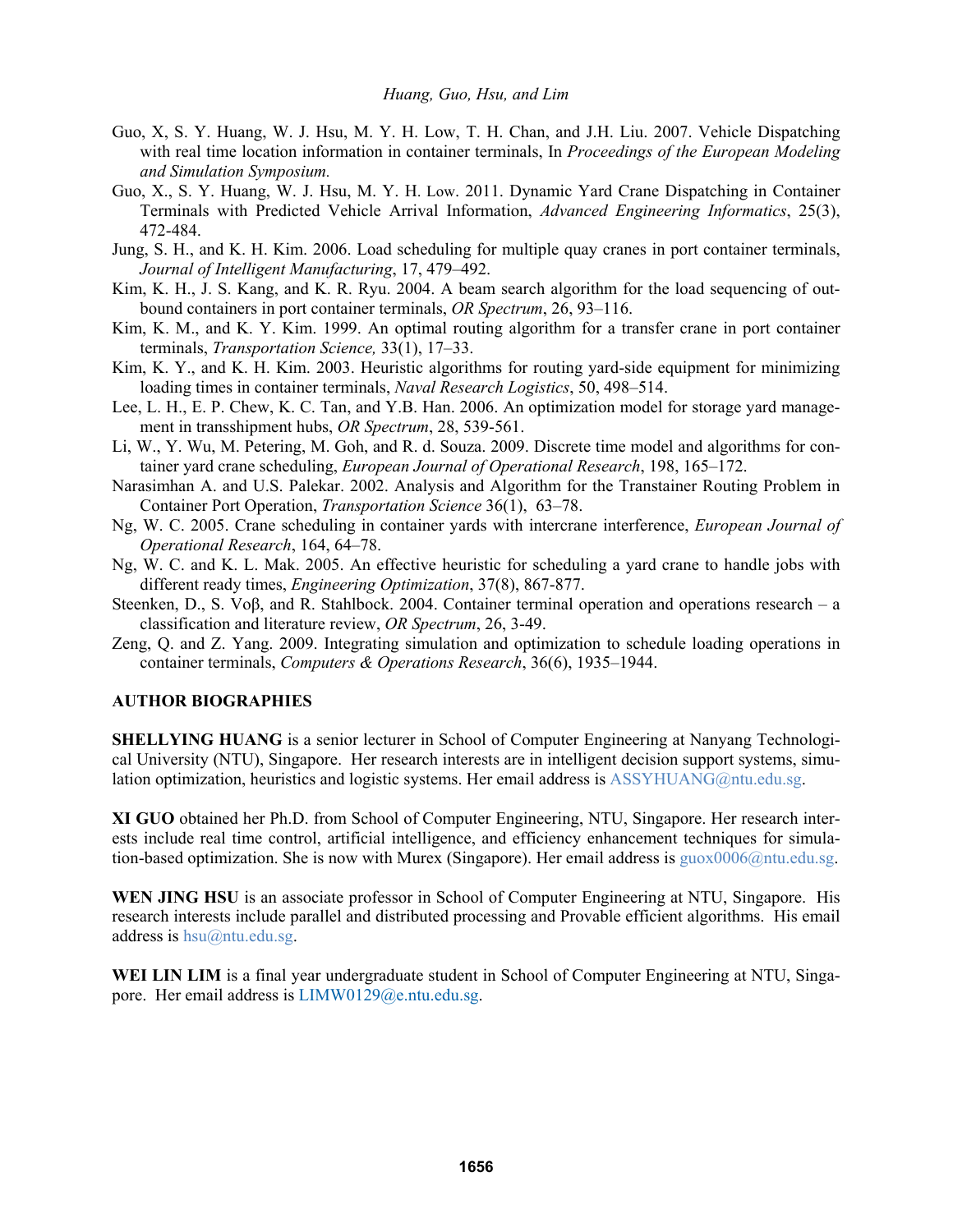Guo, X, S. Y. Huang, W. J. Hsu, M. Y. H. Low, T. H. Chan, and J.H. Liu. 2007. Vehicle Dispatching with real time location information in container terminals, In *Proceedings of the European Modeling and Simulation Symposium.*

Guo, X., S. Y. Huang, W. J. Hsu, M. Y. H. Low. 2011. Dynamic Yard Crane Dispatching in Container Terminals with Predicted Vehicle Arrival Information, *Advanced Engineering Informatics*, 25(3), 472-484.

Jung, S. H., and K. H. Kim. 2006. Load scheduling for multiple quay cranes in port container terminals, *Journal of Intelligent Manufacturing*, 17, 479–492.

Kim, K. H., J. S. Kang, and K. R. Ryu. 2004. A beam search algorithm for the load sequencing of outbound containers in port container terminals, *OR Spectrum*, 26, 93–116.

Kim, K. M., and K. Y. Kim. 1999. An optimal routing algorithm for a transfer crane in port container terminals, *Transportation Science,* 33(1), 17–33.

Kim, K. Y., and K. H. Kim. 2003. Heuristic algorithms for routing yard-side equipment for minimizing loading times in container terminals, *Naval Research Logistics*, 50, 498–514.

Lee, L. H., E. P. Chew, K. C. Tan, and Y.B. Han. 2006. An optimization model for storage yard management in transshipment hubs, *OR Spectrum*, 28, 539-561.

Li, W., Y. Wu, M. Petering, M. Goh, and R. d. Souza. 2009. Discrete time model and algorithms for container yard crane scheduling, *European Journal of Operational Research*, 198, 165–172.

Narasimhan A. and U.S. Palekar. 2002. Analysis and Algorithm for the Transtainer Routing Problem in Container Port Operation, *Transportation Science* 36(1), 63–78.

Ng, W. C. 2005. Crane scheduling in container yards with intercrane interference, *European Journal of Operational Research*, 164, 64–78.

Ng, W. C. and K. L. Mak. 2005. An effective heuristic for scheduling a yard crane to handle jobs with different ready times, *Engineering Optimization*, 37(8), 867-877.

Steenken, D., S. Voβ, and R. Stahlbock. 2004. Container terminal operation and operations research – a classification and literature review, *OR Spectrum*, 26, 3-49.

Zeng, Q. and Z. Yang. 2009. Integrating simulation and optimization to schedule loading operations in container terminals, *Computers & Operations Research*, 36(6), 1935–1944.

## AUTHOR BIOGRAPHIES

**SHELLYING HUANG** is a senior lecturer in School of Computer Engineering at Nanyang Technological University (NTU), Singapore. Her research interests are in intelligent decision support systems, simulation optimization, heuristics and logistic systems. Her email address is ASSYHUANG@ntu.edu.sg.

**XI GUO** obtained her Ph.D. from School of Computer Engineering, NTU, Singapore. Her research interests include real time control, artificial intelligence, and efficiency enhancement techniques for simulation-based optimization. She is now with Murex (Singapore). Her email address is guox0006@ntu.edu.sg.

**WEN JING HSU** is an associate professor in School of Computer Engineering at NTU, Singapore. His research interests include parallel and distributed processing and Provable efficient algorithms. His email address is hsu@ntu.edu.sg.

**WEI LIN LIM** is a final year undergraduate student in School of Computer Engineering at NTU, Singapore. Her email address is LIMW0129@e.ntu.edu.sg.